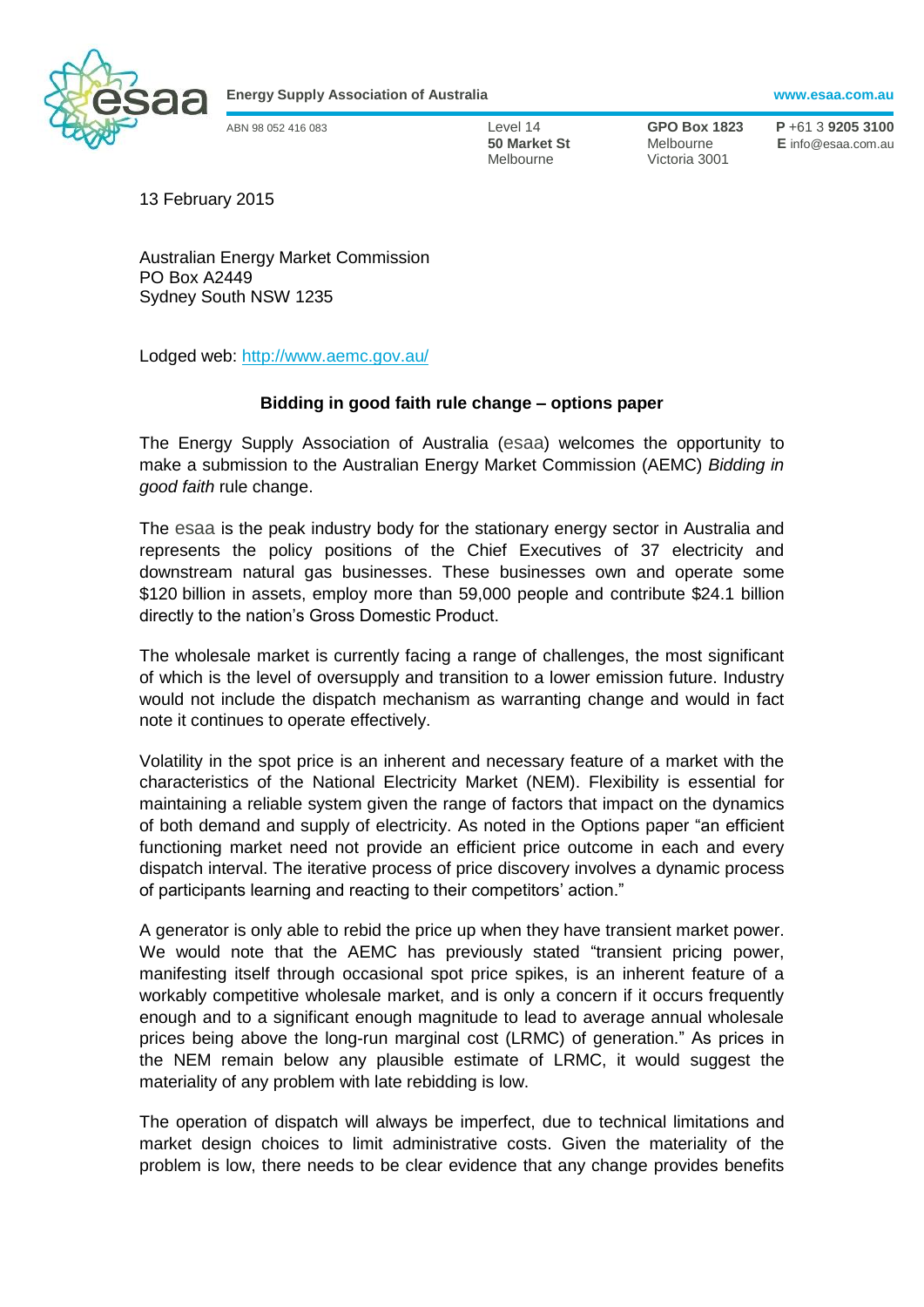**Energy Supply Association of Australia** www.esaa.com.au

ABN 98 052 416 083

Level 14
**50 Market St**
Melbourne

**GPO Box 1823**
Melbourne
Victoria 3001

**P** +61 3 **9205 3100**
**E** info@esaa.com.au

13 February 2015

Australian Energy Market Commission
PO Box A2449
Sydney South NSW 1235

Lodged web: http://www.aemc.gov.au/

**Bidding in good faith rule change – options paper**

The Energy Supply Association of Australia (esaa) welcomes the opportunity to make a submission to the Australian Energy Market Commission (AEMC) *Bidding in good faith* rule change.

The esaa is the peak industry body for the stationary energy sector in Australia and represents the policy positions of the Chief Executives of 37 electricity and downstream natural gas businesses. These businesses own and operate some $120 billion in assets, employ more than 59,000 people and contribute $24.1 billion directly to the nation's Gross Domestic Product.

The wholesale market is currently facing a range of challenges, the most significant of which is the level of oversupply and transition to a lower emission future. Industry would not include the dispatch mechanism as warranting change and would in fact note it continues to operate effectively.

Volatility in the spot price is an inherent and necessary feature of a market with the characteristics of the National Electricity Market (NEM). Flexibility is essential for maintaining a reliable system given the range of factors that impact on the dynamics of both demand and supply of electricity. As noted in the Options paper "an efficient functioning market need not provide an efficient price outcome in each and every dispatch interval. The iterative process of price discovery involves a dynamic process of participants learning and reacting to their competitors' action."

A generator is only able to rebid the price up when they have transient market power. We would note that the AEMC has previously stated "transient pricing power, manifesting itself through occasional spot price spikes, is an inherent feature of a workably competitive wholesale market, and is only a concern if it occurs frequently enough and to a significant enough magnitude to lead to average annual wholesale prices being above the long-run marginal cost (LRMC) of generation." As prices in the NEM remain below any plausible estimate of LRMC, it would suggest the materiality of any problem with late rebidding is low.

The operation of dispatch will always be imperfect, due to technical limitations and market design choices to limit administrative costs. Given the materiality of the problem is low, there needs to be clear evidence that any change provides benefits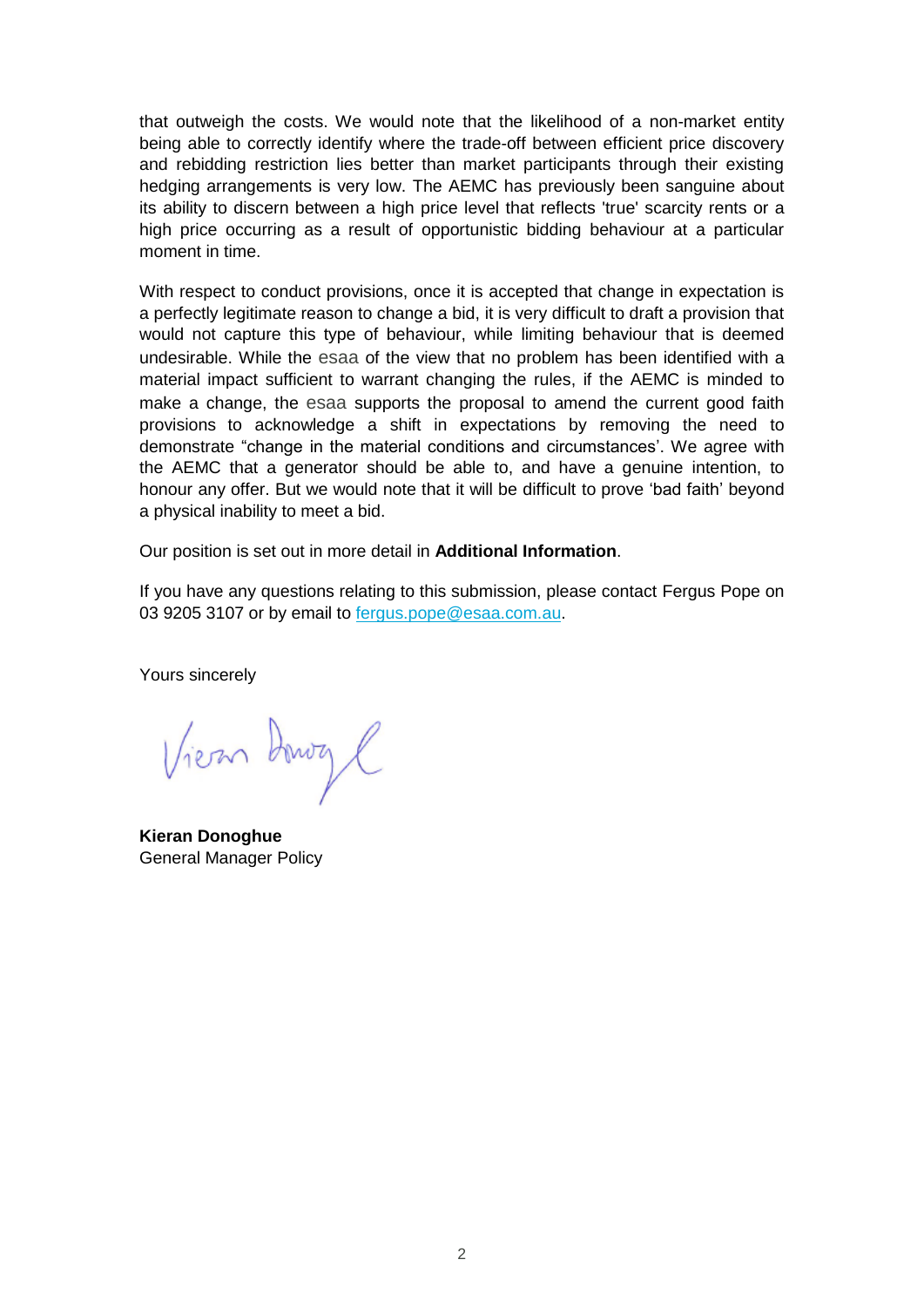that outweigh the costs. We would note that the likelihood of a non-market entity being able to correctly identify where the trade-off between efficient price discovery and rebidding restriction lies better than market participants through their existing hedging arrangements is very low. The AEMC has previously been sanguine about its ability to discern between a high price level that reflects 'true' scarcity rents or a high price occurring as a result of opportunistic bidding behaviour at a particular moment in time.

With respect to conduct provisions, once it is accepted that change in expectation is a perfectly legitimate reason to change a bid, it is very difficult to draft a provision that would not capture this type of behaviour, while limiting behaviour that is deemed undesirable. While the esaa of the view that no problem has been identified with a material impact sufficient to warrant changing the rules, if the AEMC is minded to make a change, the esaa supports the proposal to amend the current good faith provisions to acknowledge a shift in expectations by removing the need to demonstrate "change in the material conditions and circumstances'. We agree with the AEMC that a generator should be able to, and have a genuine intention, to honour any offer. But we would note that it will be difficult to prove 'bad faith' beyond a physical inability to meet a bid.

Our position is set out in more detail in **Additional Information**.

If you have any questions relating to this submission, please contact Fergus Pope on 03 9205 3107 or by email to fergus.pope@esaa.com.au.

Yours sincerely

**Kieran Donoghue**
General Manager Policy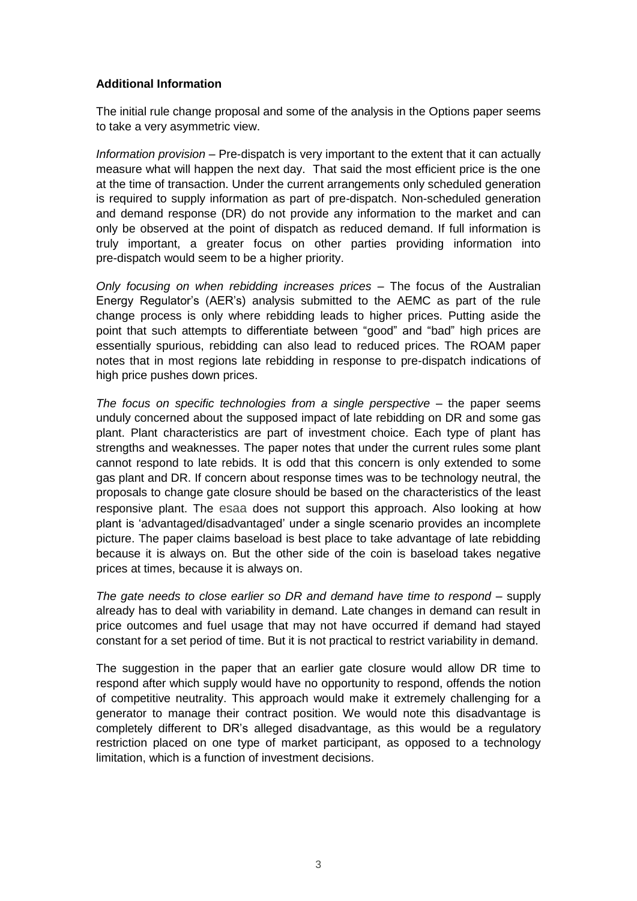**Additional Information**

The initial rule change proposal and some of the analysis in the Options paper seems to take a very asymmetric view.

*Information provision* – Pre-dispatch is very important to the extent that it can actually measure what will happen the next day. That said the most efficient price is the one at the time of transaction. Under the current arrangements only scheduled generation is required to supply information as part of pre-dispatch. Non-scheduled generation and demand response (DR) do not provide any information to the market and can only be observed at the point of dispatch as reduced demand. If full information is truly important, a greater focus on other parties providing information into pre-dispatch would seem to be a higher priority.

*Only focusing on when rebidding increases prices* – The focus of the Australian Energy Regulator's (AER's) analysis submitted to the AEMC as part of the rule change process is only where rebidding leads to higher prices. Putting aside the point that such attempts to differentiate between "good" and "bad" high prices are essentially spurious, rebidding can also lead to reduced prices. The ROAM paper notes that in most regions late rebidding in response to pre-dispatch indications of high price pushes down prices.

*The focus on specific technologies from a single perspective* – the paper seems unduly concerned about the supposed impact of late rebidding on DR and some gas plant. Plant characteristics are part of investment choice. Each type of plant has strengths and weaknesses. The paper notes that under the current rules some plant cannot respond to late rebids. It is odd that this concern is only extended to some gas plant and DR. If concern about response times was to be technology neutral, the proposals to change gate closure should be based on the characteristics of the least responsive plant. The esaa does not support this approach. Also looking at how plant is 'advantaged/disadvantaged' under a single scenario provides an incomplete picture. The paper claims baseload is best place to take advantage of late rebidding because it is always on. But the other side of the coin is baseload takes negative prices at times, because it is always on.

*The gate needs to close earlier so DR and demand have time to respond* – supply already has to deal with variability in demand. Late changes in demand can result in price outcomes and fuel usage that may not have occurred if demand had stayed constant for a set period of time. But it is not practical to restrict variability in demand.

The suggestion in the paper that an earlier gate closure would allow DR time to respond after which supply would have no opportunity to respond, offends the notion of competitive neutrality. This approach would make it extremely challenging for a generator to manage their contract position. We would note this disadvantage is completely different to DR's alleged disadvantage, as this would be a regulatory restriction placed on one type of market participant, as opposed to a technology limitation, which is a function of investment decisions.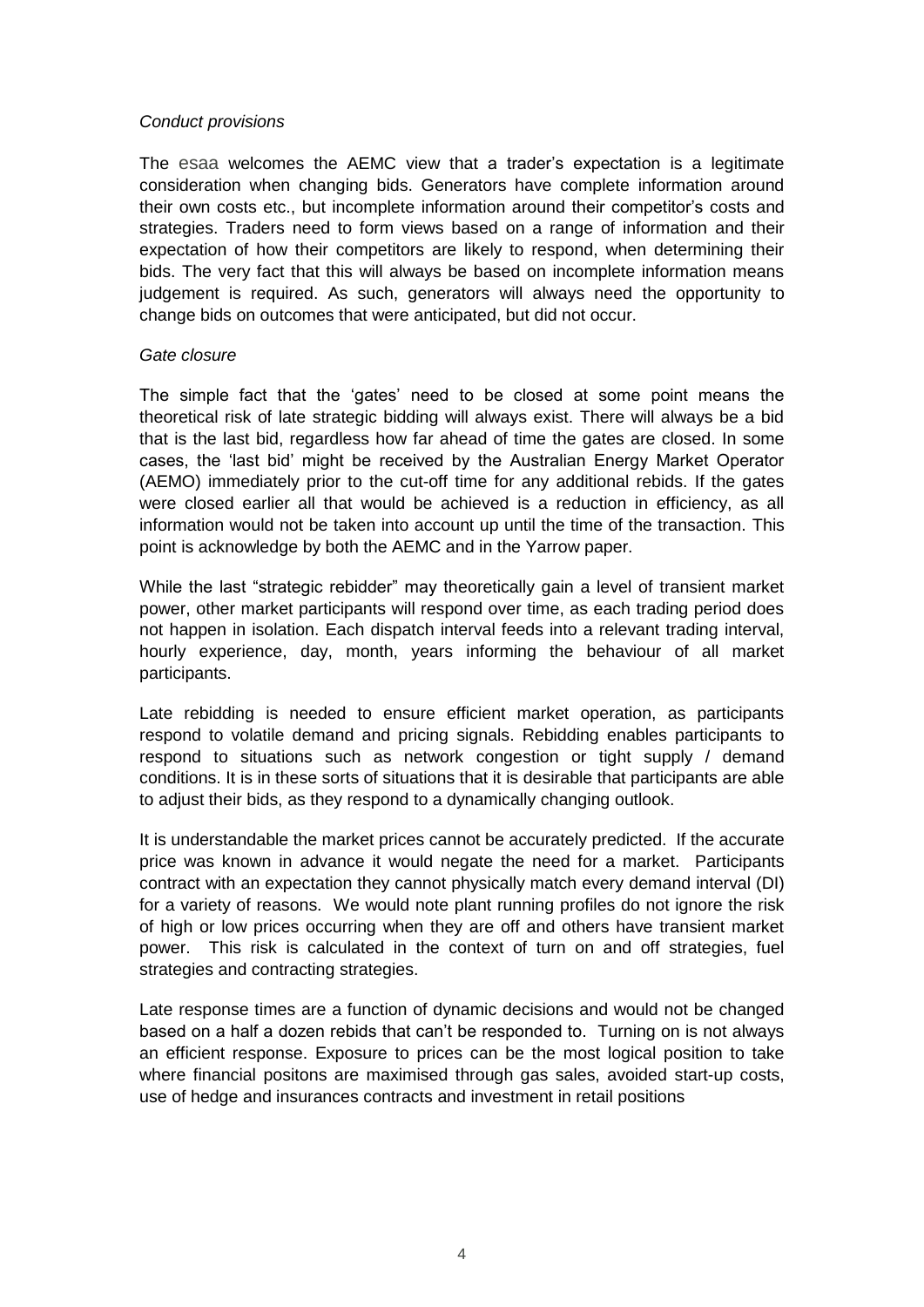*Conduct provisions*

The esaa welcomes the AEMC view that a trader's expectation is a legitimate consideration when changing bids. Generators have complete information around their own costs etc., but incomplete information around their competitor's costs and strategies. Traders need to form views based on a range of information and their expectation of how their competitors are likely to respond, when determining their bids. The very fact that this will always be based on incomplete information means judgement is required. As such, generators will always need the opportunity to change bids on outcomes that were anticipated, but did not occur.

*Gate closure*

The simple fact that the 'gates' need to be closed at some point means the theoretical risk of late strategic bidding will always exist. There will always be a bid that is the last bid, regardless how far ahead of time the gates are closed. In some cases, the 'last bid' might be received by the Australian Energy Market Operator (AEMO) immediately prior to the cut-off time for any additional rebids. If the gates were closed earlier all that would be achieved is a reduction in efficiency, as all information would not be taken into account up until the time of the transaction. This point is acknowledge by both the AEMC and in the Yarrow paper.

While the last "strategic rebidder" may theoretically gain a level of transient market power, other market participants will respond over time, as each trading period does not happen in isolation. Each dispatch interval feeds into a relevant trading interval, hourly experience, day, month, years informing the behaviour of all market participants.

Late rebidding is needed to ensure efficient market operation, as participants respond to volatile demand and pricing signals. Rebidding enables participants to respond to situations such as network congestion or tight supply / demand conditions. It is in these sorts of situations that it is desirable that participants are able to adjust their bids, as they respond to a dynamically changing outlook.

It is understandable the market prices cannot be accurately predicted. If the accurate price was known in advance it would negate the need for a market. Participants contract with an expectation they cannot physically match every demand interval (DI) for a variety of reasons. We would note plant running profiles do not ignore the risk of high or low prices occurring when they are off and others have transient market power. This risk is calculated in the context of turn on and off strategies, fuel strategies and contracting strategies.

Late response times are a function of dynamic decisions and would not be changed based on a half a dozen rebids that can't be responded to. Turning on is not always an efficient response. Exposure to prices can be the most logical position to take where financial positons are maximised through gas sales, avoided start-up costs, use of hedge and insurances contracts and investment in retail positions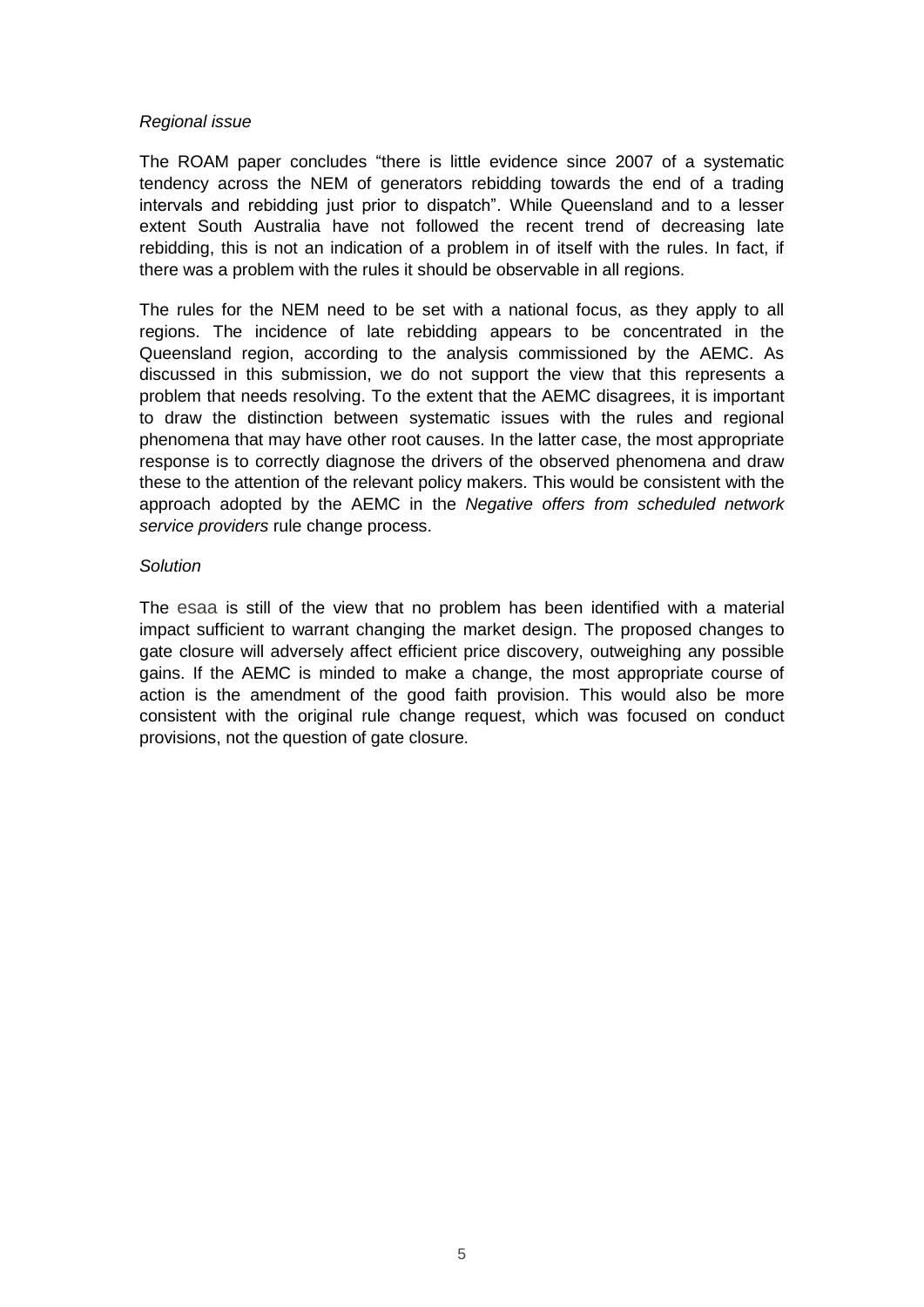*Regional issue*

The ROAM paper concludes "there is little evidence since 2007 of a systematic tendency across the NEM of generators rebidding towards the end of a trading intervals and rebidding just prior to dispatch". While Queensland and to a lesser extent South Australia have not followed the recent trend of decreasing late rebidding, this is not an indication of a problem in of itself with the rules. In fact, if there was a problem with the rules it should be observable in all regions.

The rules for the NEM need to be set with a national focus, as they apply to all regions. The incidence of late rebidding appears to be concentrated in the Queensland region, according to the analysis commissioned by the AEMC. As discussed in this submission, we do not support the view that this represents a problem that needs resolving. To the extent that the AEMC disagrees, it is important to draw the distinction between systematic issues with the rules and regional phenomena that may have other root causes. In the latter case, the most appropriate response is to correctly diagnose the drivers of the observed phenomena and draw these to the attention of the relevant policy makers. This would be consistent with the approach adopted by the AEMC in the *Negative offers from scheduled network service providers* rule change process.

*Solution*

The esaa is still of the view that no problem has been identified with a material impact sufficient to warrant changing the market design. The proposed changes to gate closure will adversely affect efficient price discovery, outweighing any possible gains. If the AEMC is minded to make a change, the most appropriate course of action is the amendment of the good faith provision. This would also be more consistent with the original rule change request, which was focused on conduct provisions, not the question of gate closure.